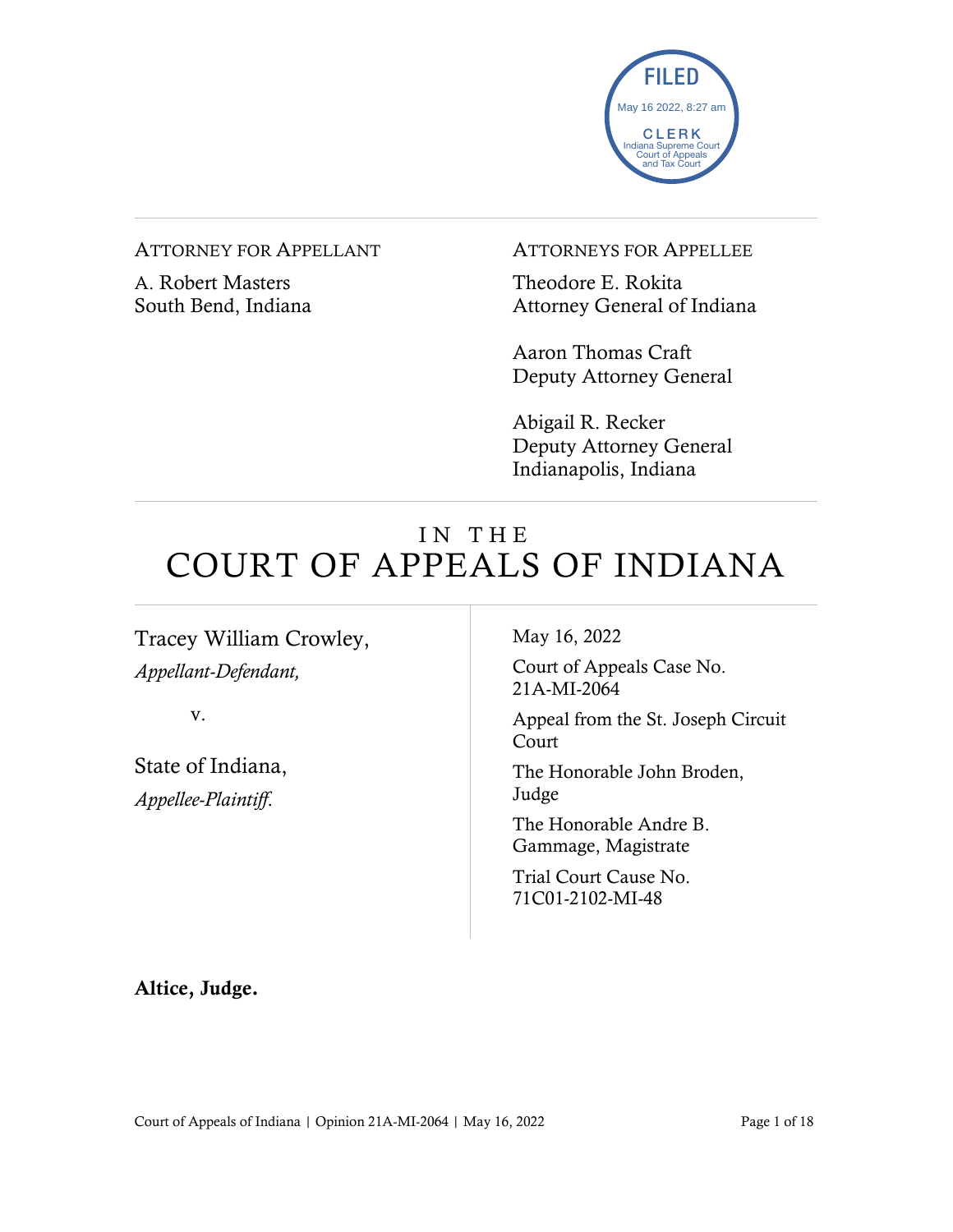FILED
May 16 2022, 8:27 am
CLERK
Indiana Supreme Court
Court of Appeals
and Tax Court

---

ATTORNEY FOR APPELLANT

A. Robert Masters
South Bend, Indiana

ATTORNEYS FOR APPELLEE

Theodore E. Rokita
Attorney General of Indiana

Aaron Thomas Craft
Deputy Attorney General

Abigail R. Recker
Deputy Attorney General
Indianapolis, Indiana

---

# IN THE COURT OF APPEALS OF INDIANA

Tracey William Crowley,
*Appellant-Defendant,*

v.

State of Indiana,
*Appellee-Plaintiff.*

May 16, 2022

Court of Appeals Case No. 21A-MI-2064

Appeal from the St. Joseph Circuit Court

The Honorable John Broden, Judge

The Honorable Andre B. Gammage, Magistrate

Trial Court Cause No. 71C01-2102-MI-48

**Altice, Judge.**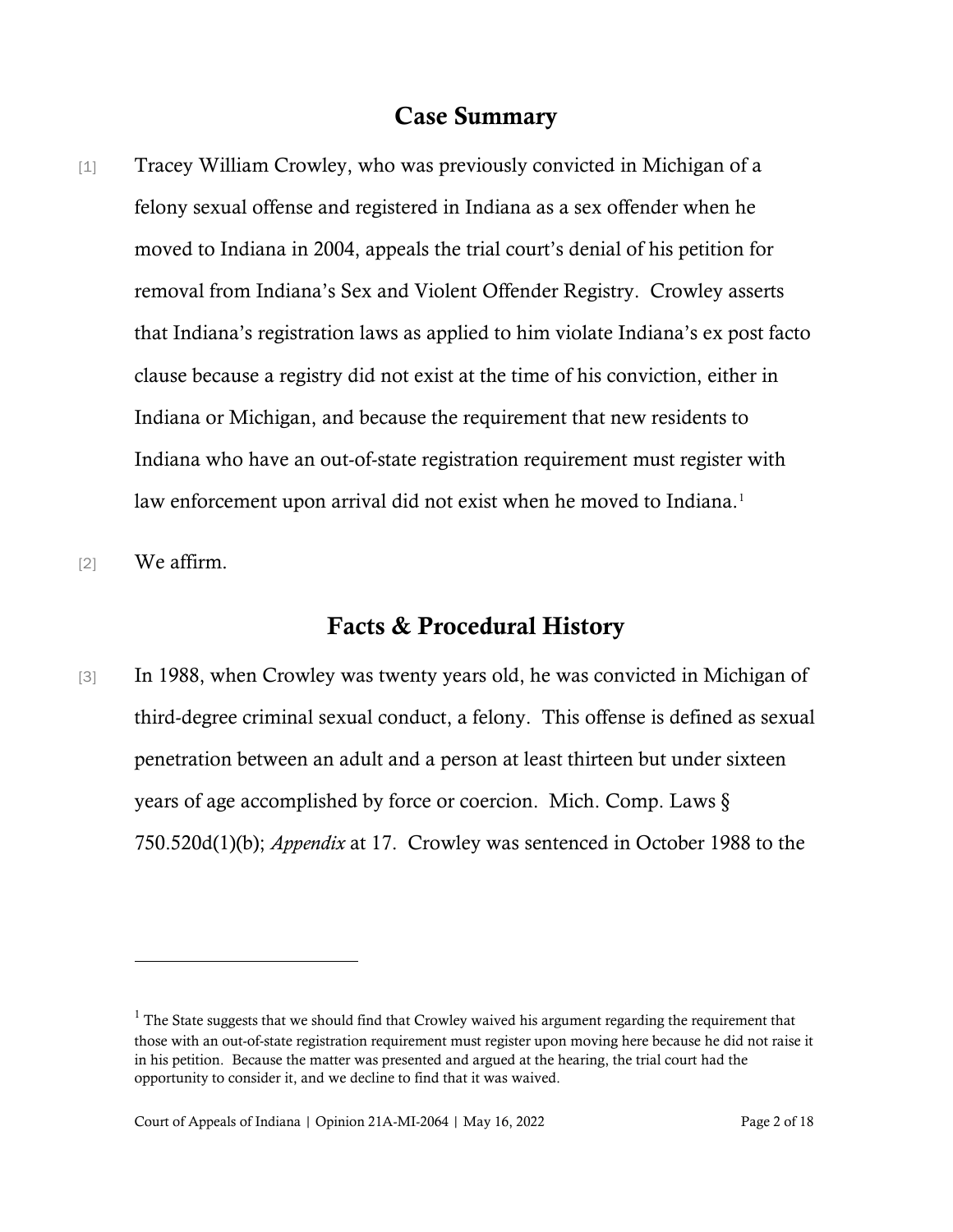## Case Summary

[1] Tracey William Crowley, who was previously convicted in Michigan of a felony sexual offense and registered in Indiana as a sex offender when he moved to Indiana in 2004, appeals the trial court's denial of his petition for removal from Indiana's Sex and Violent Offender Registry. Crowley asserts that Indiana's registration laws as applied to him violate Indiana's ex post facto clause because a registry did not exist at the time of his conviction, either in Indiana or Michigan, and because the requirement that new residents to Indiana who have an out-of-state registration requirement must register with law enforcement upon arrival did not exist when he moved to Indiana.[1]

[2] We affirm.

## Facts & Procedural History

[3] In 1988, when Crowley was twenty years old, he was convicted in Michigan of third-degree criminal sexual conduct, a felony. This offense is defined as sexual penetration between an adult and a person at least thirteen but under sixteen years of age accomplished by force or coercion. Mich. Comp. Laws § 750.520d(1)(b); *Appendix* at 17. Crowley was sentenced in October 1988 to the

---

[1] The State suggests that we should find that Crowley waived his argument regarding the requirement that those with an out-of-state registration requirement must register upon moving here because he did not raise it in his petition. Because the matter was presented and argued at the hearing, the trial court had the opportunity to consider it, and we decline to find that it was waived.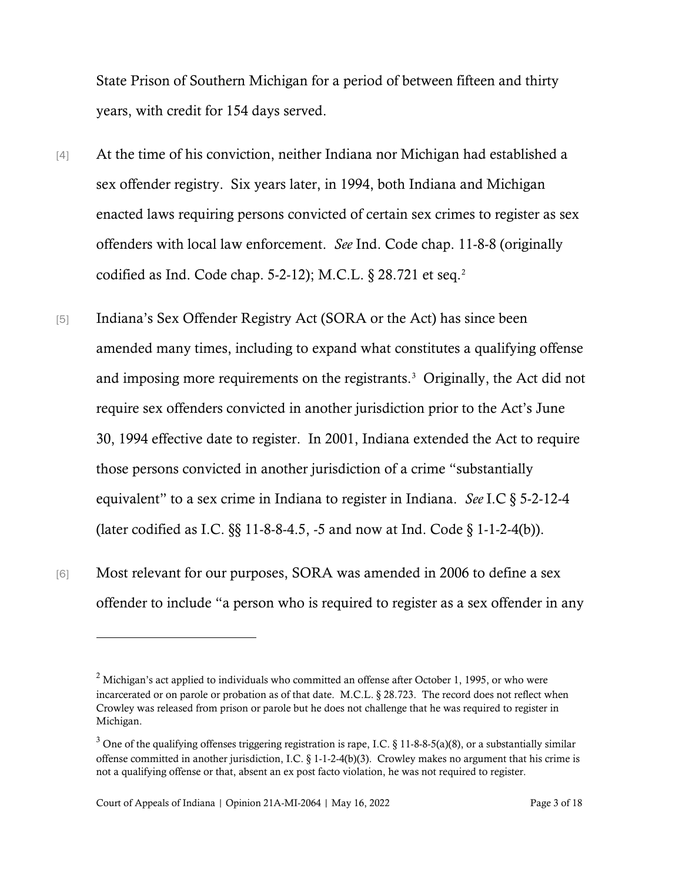State Prison of Southern Michigan for a period of between fifteen and thirty years, with credit for 154 days served.

[4] At the time of his conviction, neither Indiana nor Michigan had established a sex offender registry. Six years later, in 1994, both Indiana and Michigan enacted laws requiring persons convicted of certain sex crimes to register as sex offenders with local law enforcement. *See* Ind. Code chap. 11-8-8 (originally codified as Ind. Code chap. 5-2-12); M.C.L. § 28.721 et seq.[2]

[5] Indiana's Sex Offender Registry Act (SORA or the Act) has since been amended many times, including to expand what constitutes a qualifying offense and imposing more requirements on the registrants.[3] Originally, the Act did not require sex offenders convicted in another jurisdiction prior to the Act's June 30, 1994 effective date to register. In 2001, Indiana extended the Act to require those persons convicted in another jurisdiction of a crime "substantially equivalent" to a sex crime in Indiana to register in Indiana. *See* I.C § 5-2-12-4 (later codified as I.C. §§ 11-8-8-4.5, -5 and now at Ind. Code § 1-1-2-4(b)).

[6] Most relevant for our purposes, SORA was amended in 2006 to define a sex offender to include "a person who is required to register as a sex offender in any

---

[2] Michigan's act applied to individuals who committed an offense after October 1, 1995, or who were incarcerated or on parole or probation as of that date. M.C.L. § 28.723. The record does not reflect when Crowley was released from prison or parole but he does not challenge that he was required to register in Michigan.

[3] One of the qualifying offenses triggering registration is rape, I.C. § 11-8-8-5(a)(8), or a substantially similar offense committed in another jurisdiction, I.C. § 1-1-2-4(b)(3). Crowley makes no argument that his crime is not a qualifying offense or that, absent an ex post facto violation, he was not required to register.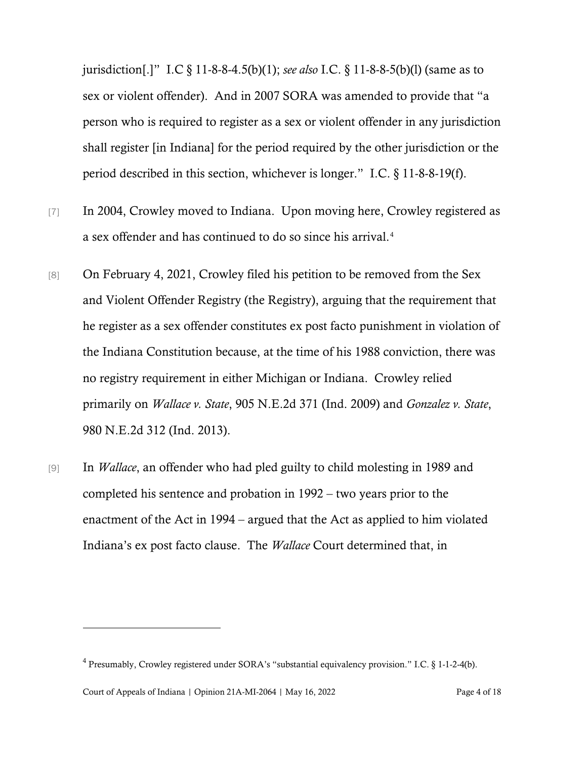jurisdiction[.]" I.C § 11-8-8-4.5(b)(1); *see also* I.C. § 11-8-8-5(b)(l) (same as to sex or violent offender). And in 2007 SORA was amended to provide that "a person who is required to register as a sex or violent offender in any jurisdiction shall register [in Indiana] for the period required by the other jurisdiction or the period described in this section, whichever is longer." I.C. § 11-8-8-19(f).

[7] In 2004, Crowley moved to Indiana. Upon moving here, Crowley registered as a sex offender and has continued to do so since his arrival.[4]

[8] On February 4, 2021, Crowley filed his petition to be removed from the Sex and Violent Offender Registry (the Registry), arguing that the requirement that he register as a sex offender constitutes ex post facto punishment in violation of the Indiana Constitution because, at the time of his 1988 conviction, there was no registry requirement in either Michigan or Indiana. Crowley relied primarily on *Wallace v. State*, 905 N.E.2d 371 (Ind. 2009) and *Gonzalez v. State*, 980 N.E.2d 312 (Ind. 2013).

[9] In *Wallace*, an offender who had pled guilty to child molesting in 1989 and completed his sentence and probation in 1992 – two years prior to the enactment of the Act in 1994 – argued that the Act as applied to him violated Indiana's ex post facto clause. The *Wallace* Court determined that, in

---

[4] Presumably, Crowley registered under SORA's "substantial equivalency provision." I.C. § 1-1-2-4(b).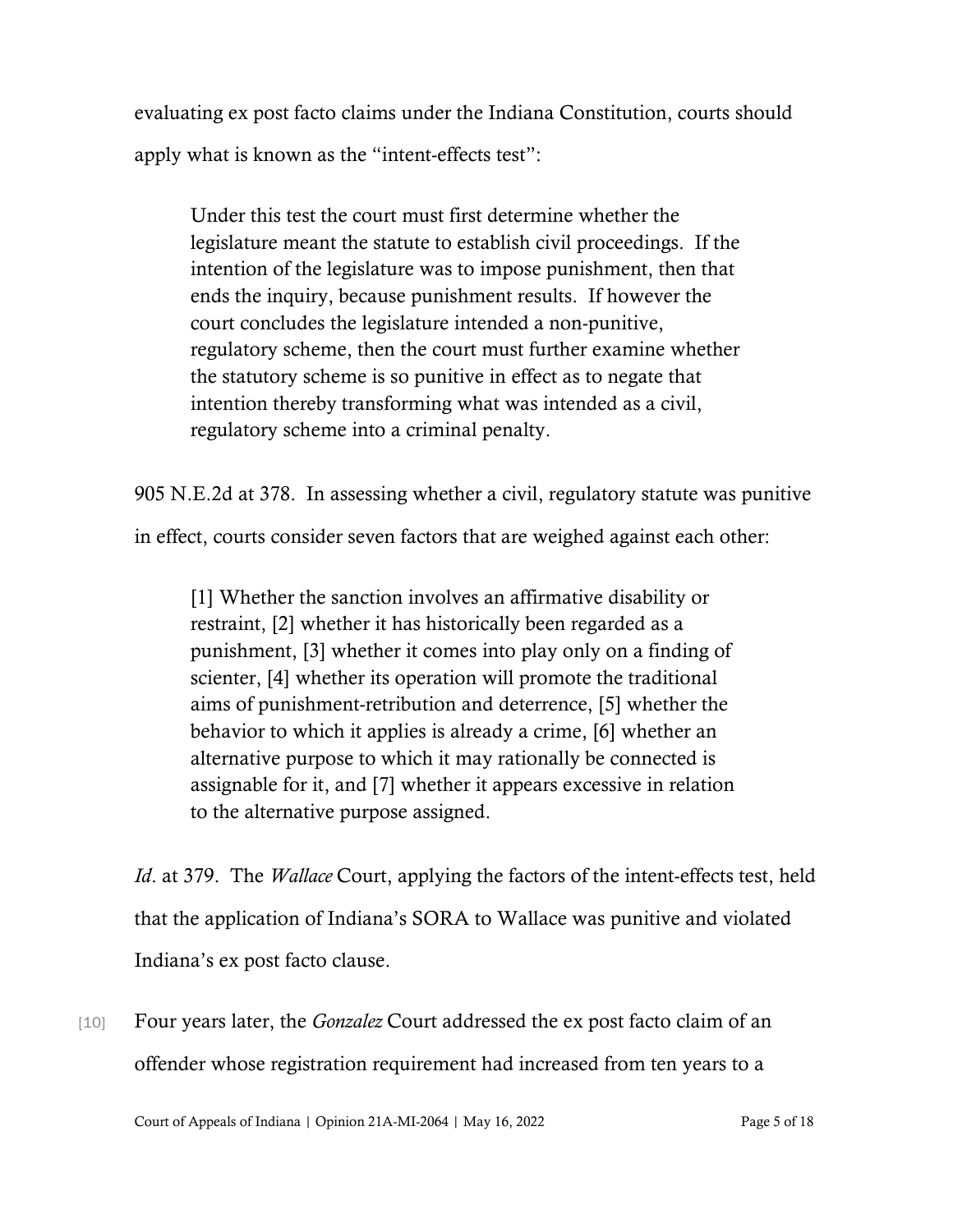evaluating ex post facto claims under the Indiana Constitution, courts should apply what is known as the "intent-effects test":

> Under this test the court must first determine whether the legislature meant the statute to establish civil proceedings. If the intention of the legislature was to impose punishment, then that ends the inquiry, because punishment results. If however the court concludes the legislature intended a non-punitive, regulatory scheme, then the court must further examine whether the statutory scheme is so punitive in effect as to negate that intention thereby transforming what was intended as a civil, regulatory scheme into a criminal penalty.

905 N.E.2d at 378. In assessing whether a civil, regulatory statute was punitive in effect, courts consider seven factors that are weighed against each other:

> [1] Whether the sanction involves an affirmative disability or restraint, [2] whether it has historically been regarded as a punishment, [3] whether it comes into play only on a finding of scienter, [4] whether its operation will promote the traditional aims of punishment-retribution and deterrence, [5] whether the behavior to which it applies is already a crime, [6] whether an alternative purpose to which it may rationally be connected is assignable for it, and [7] whether it appears excessive in relation to the alternative purpose assigned.

*Id*. at 379. The *Wallace* Court, applying the factors of the intent-effects test, held that the application of Indiana's SORA to Wallace was punitive and violated Indiana's ex post facto clause.

[10] Four years later, the *Gonzalez* Court addressed the ex post facto claim of an offender whose registration requirement had increased from ten years to a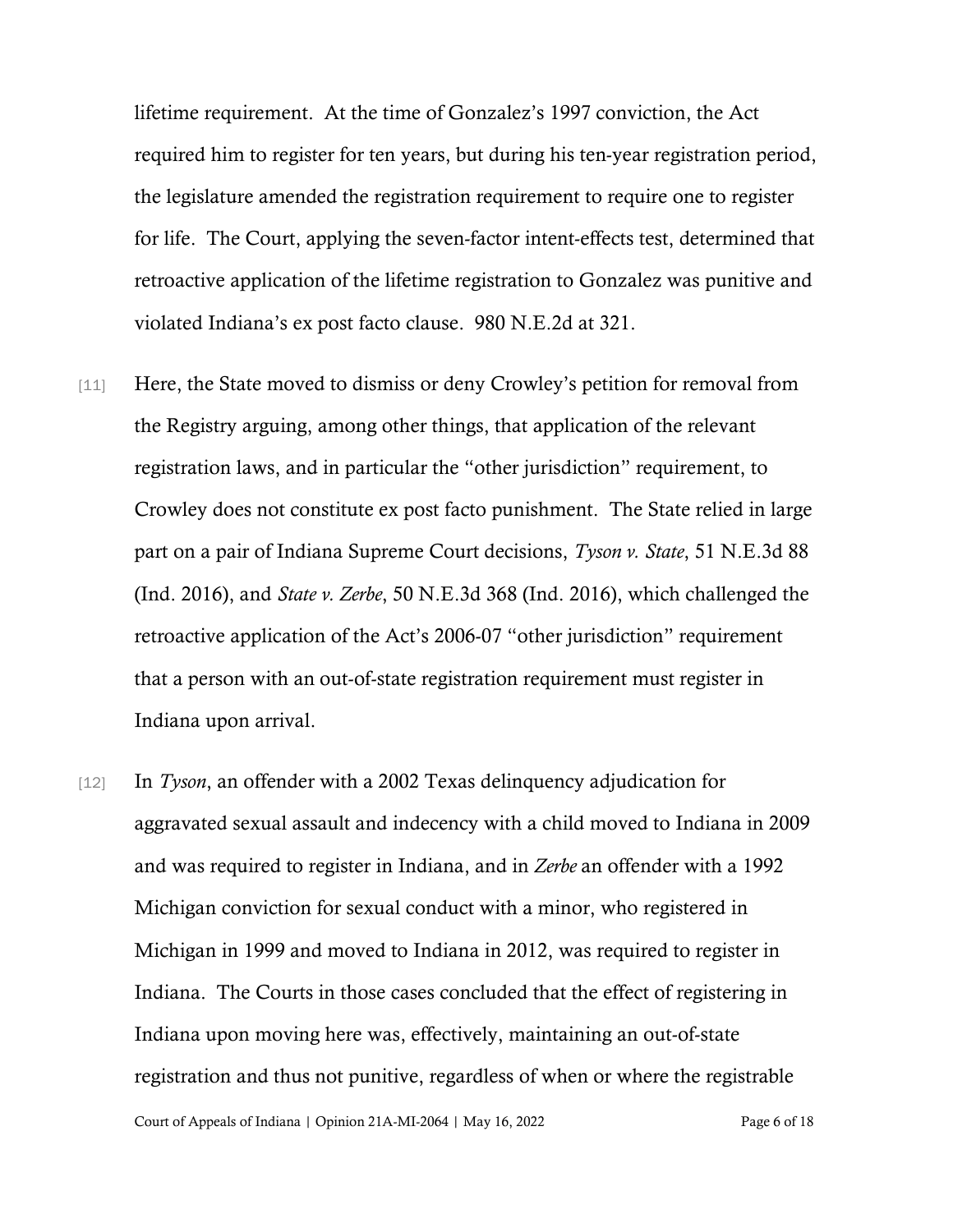lifetime requirement. At the time of Gonzalez's 1997 conviction, the Act required him to register for ten years, but during his ten-year registration period, the legislature amended the registration requirement to require one to register for life. The Court, applying the seven-factor intent-effects test, determined that retroactive application of the lifetime registration to Gonzalez was punitive and violated Indiana's ex post facto clause. 980 N.E.2d at 321.

[11] Here, the State moved to dismiss or deny Crowley's petition for removal from the Registry arguing, among other things, that application of the relevant registration laws, and in particular the "other jurisdiction" requirement, to Crowley does not constitute ex post facto punishment. The State relied in large part on a pair of Indiana Supreme Court decisions, *Tyson v. State*, 51 N.E.3d 88 (Ind. 2016), and *State v. Zerbe*, 50 N.E.3d 368 (Ind. 2016), which challenged the retroactive application of the Act's 2006-07 "other jurisdiction" requirement that a person with an out-of-state registration requirement must register in Indiana upon arrival.

[12] In *Tyson*, an offender with a 2002 Texas delinquency adjudication for aggravated sexual assault and indecency with a child moved to Indiana in 2009 and was required to register in Indiana, and in *Zerbe* an offender with a 1992 Michigan conviction for sexual conduct with a minor, who registered in Michigan in 1999 and moved to Indiana in 2012, was required to register in Indiana. The Courts in those cases concluded that the effect of registering in Indiana upon moving here was, effectively, maintaining an out-of-state registration and thus not punitive, regardless of when or where the registrable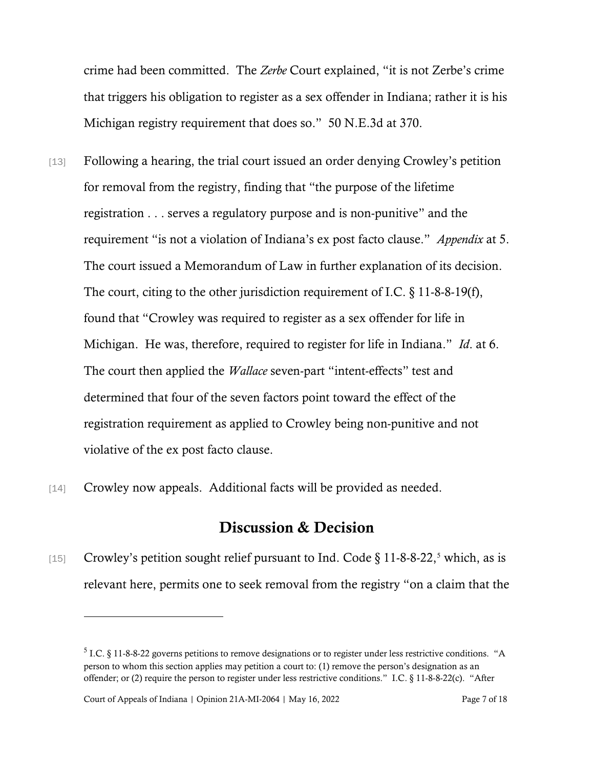crime had been committed. The *Zerbe* Court explained, "it is not Zerbe's crime that triggers his obligation to register as a sex offender in Indiana; rather it is his Michigan registry requirement that does so." 50 N.E.3d at 370.

[13] Following a hearing, the trial court issued an order denying Crowley's petition for removal from the registry, finding that "the purpose of the lifetime registration . . . serves a regulatory purpose and is non-punitive" and the requirement "is not a violation of Indiana's ex post facto clause." *Appendix* at 5. The court issued a Memorandum of Law in further explanation of its decision. The court, citing to the other jurisdiction requirement of I.C. § 11-8-8-19(f), found that "Crowley was required to register as a sex offender for life in Michigan. He was, therefore, required to register for life in Indiana." *Id*. at 6. The court then applied the *Wallace* seven-part "intent-effects" test and determined that four of the seven factors point toward the effect of the registration requirement as applied to Crowley being non-punitive and not violative of the ex post facto clause.

[14] Crowley now appeals. Additional facts will be provided as needed.

## Discussion & Decision

[15] Crowley's petition sought relief pursuant to Ind. Code § 11-8-8-22,[5] which, as is relevant here, permits one to seek removal from the registry "on a claim that the

---

[5] I.C. § 11-8-8-22 governs petitions to remove designations or to register under less restrictive conditions. "A person to whom this section applies may petition a court to: (1) remove the person's designation as an offender; or (2) require the person to register under less restrictive conditions." I.C. § 11-8-8-22(c). "After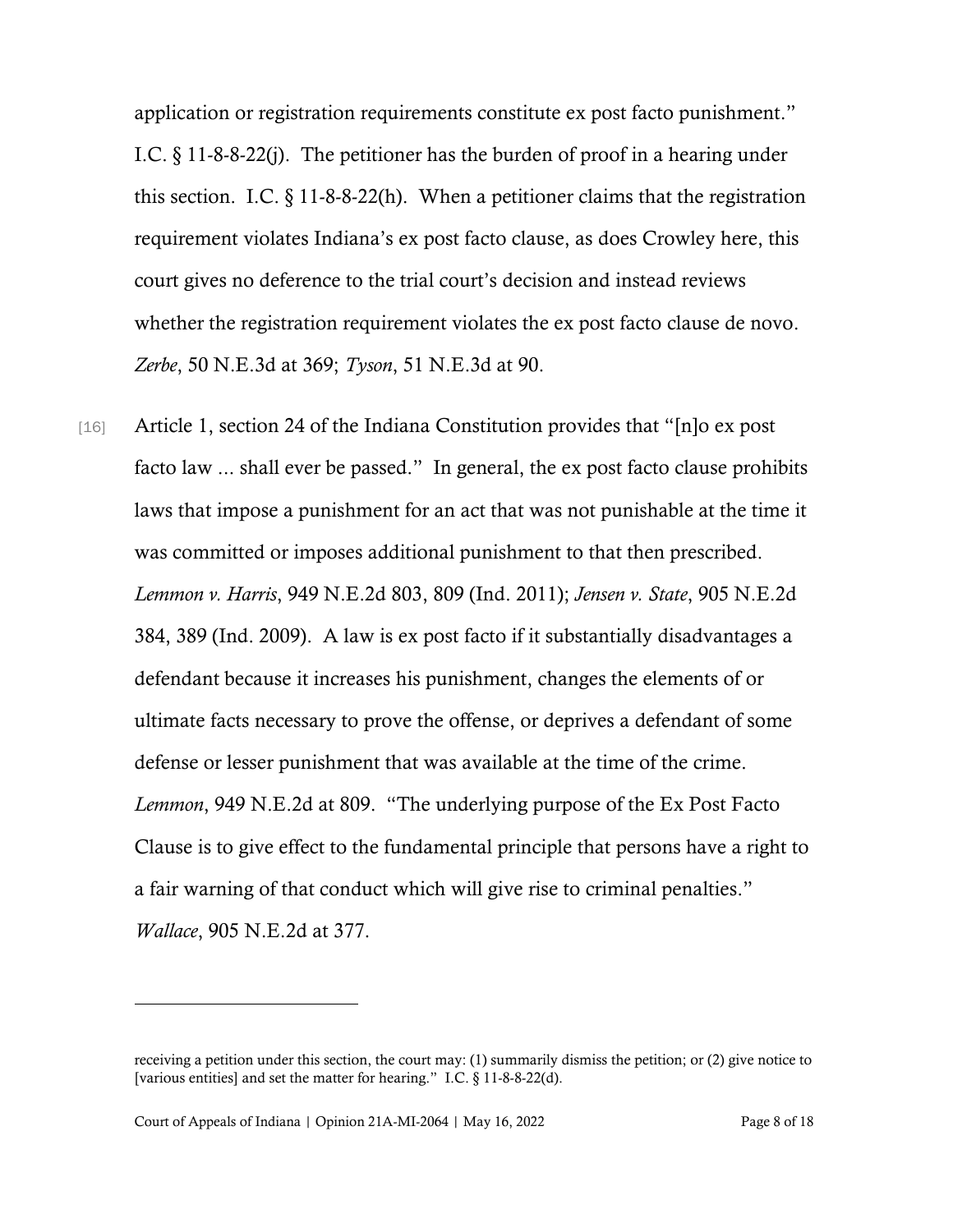application or registration requirements constitute ex post facto punishment." I.C. § 11-8-8-22(j). The petitioner has the burden of proof in a hearing under this section. I.C. § 11-8-8-22(h). When a petitioner claims that the registration requirement violates Indiana's ex post facto clause, as does Crowley here, this court gives no deference to the trial court's decision and instead reviews whether the registration requirement violates the ex post facto clause de novo. *Zerbe*, 50 N.E.3d at 369; *Tyson*, 51 N.E.3d at 90.

[16] Article 1, section 24 of the Indiana Constitution provides that "[n]o ex post facto law ... shall ever be passed." In general, the ex post facto clause prohibits laws that impose a punishment for an act that was not punishable at the time it was committed or imposes additional punishment to that then prescribed. *Lemmon v. Harris*, 949 N.E.2d 803, 809 (Ind. 2011); *Jensen v. State*, 905 N.E.2d 384, 389 (Ind. 2009). A law is ex post facto if it substantially disadvantages a defendant because it increases his punishment, changes the elements of or ultimate facts necessary to prove the offense, or deprives a defendant of some defense or lesser punishment that was available at the time of the crime. *Lemmon*, 949 N.E.2d at 809. "The underlying purpose of the Ex Post Facto Clause is to give effect to the fundamental principle that persons have a right to a fair warning of that conduct which will give rise to criminal penalties." *Wallace*, 905 N.E.2d at 377.

---

receiving a petition under this section, the court may: (1) summarily dismiss the petition; or (2) give notice to [various entities] and set the matter for hearing." I.C. § 11-8-8-22(d).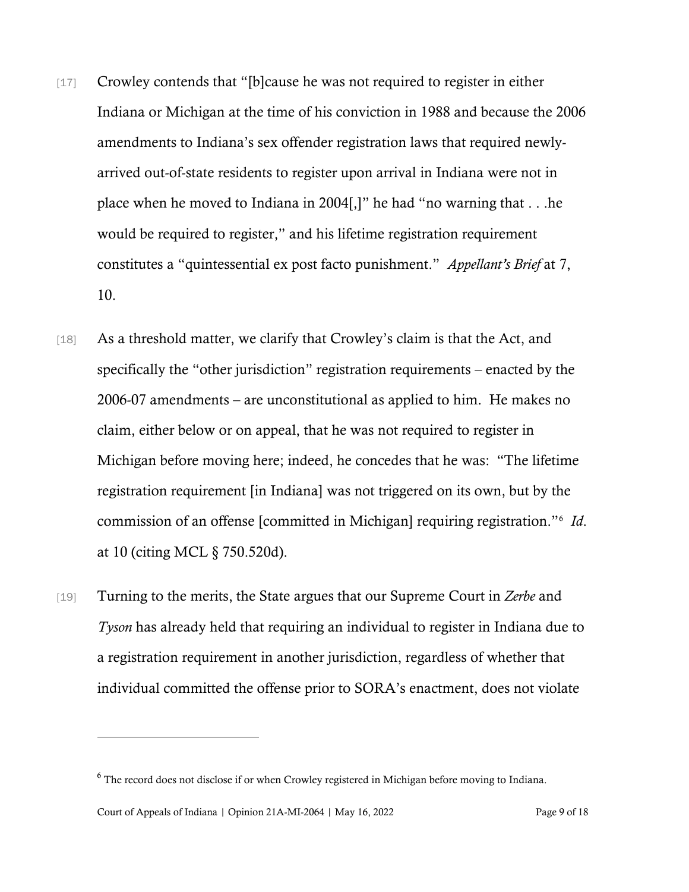[17] Crowley contends that "[b]cause he was not required to register in either Indiana or Michigan at the time of his conviction in 1988 and because the 2006 amendments to Indiana's sex offender registration laws that required newly-arrived out-of-state residents to register upon arrival in Indiana were not in place when he moved to Indiana in 2004[,]" he had "no warning that . . .he would be required to register," and his lifetime registration requirement constitutes a "quintessential ex post facto punishment." *Appellant's Brief* at 7, 10.

[18] As a threshold matter, we clarify that Crowley's claim is that the Act, and specifically the "other jurisdiction" registration requirements – enacted by the 2006-07 amendments – are unconstitutional as applied to him. He makes no claim, either below or on appeal, that he was not required to register in Michigan before moving here; indeed, he concedes that he was: "The lifetime registration requirement [in Indiana] was not triggered on its own, but by the commission of an offense [committed in Michigan] requiring registration."[6] *Id*. at 10 (citing MCL § 750.520d).

[19] Turning to the merits, the State argues that our Supreme Court in *Zerbe* and *Tyson* has already held that requiring an individual to register in Indiana due to a registration requirement in another jurisdiction, regardless of whether that individual committed the offense prior to SORA's enactment, does not violate

---

[6] The record does not disclose if or when Crowley registered in Michigan before moving to Indiana.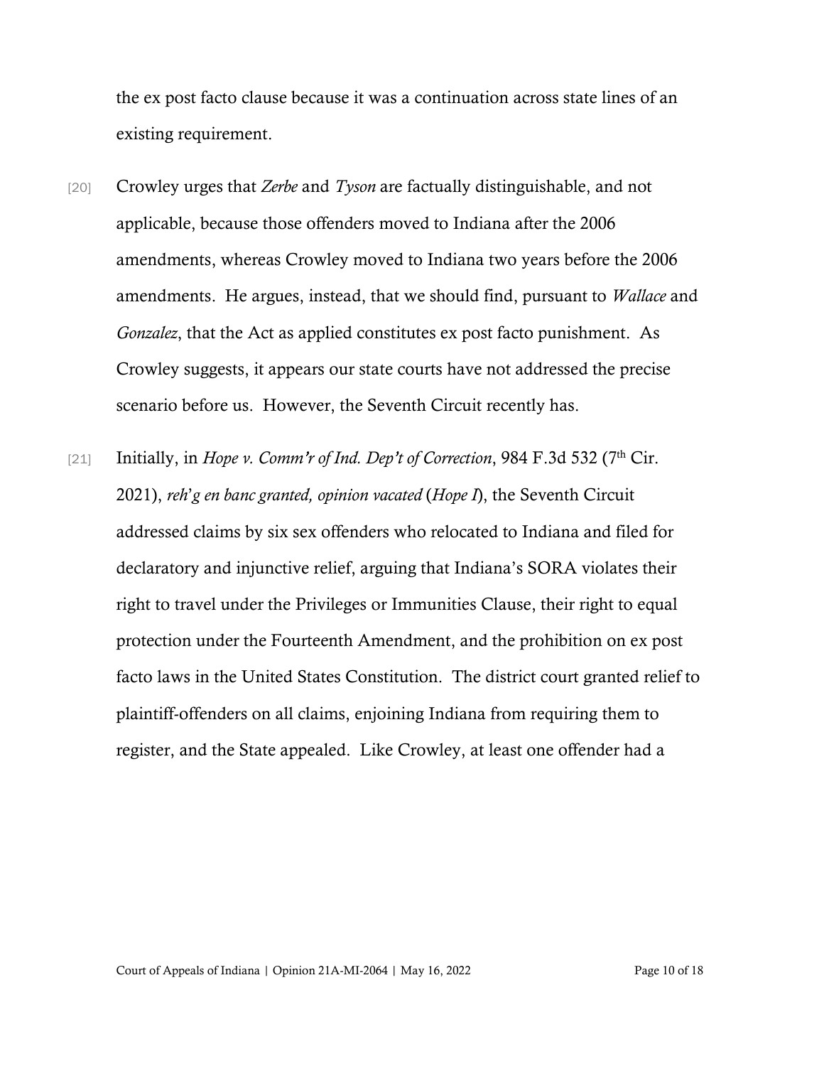the ex post facto clause because it was a continuation across state lines of an existing requirement.

[20] Crowley urges that *Zerbe* and *Tyson* are factually distinguishable, and not applicable, because those offenders moved to Indiana after the 2006 amendments, whereas Crowley moved to Indiana two years before the 2006 amendments. He argues, instead, that we should find, pursuant to *Wallace* and *Gonzalez*, that the Act as applied constitutes ex post facto punishment. As Crowley suggests, it appears our state courts have not addressed the precise scenario before us. However, the Seventh Circuit recently has.

[21] Initially, in *Hope v. Comm'r of Ind. Dep't of Correction*, 984 F.3d 532 (7th Cir. 2021), *reh'g en banc granted, opinion vacated* (*Hope I*), the Seventh Circuit addressed claims by six sex offenders who relocated to Indiana and filed for declaratory and injunctive relief, arguing that Indiana's SORA violates their right to travel under the Privileges or Immunities Clause, their right to equal protection under the Fourteenth Amendment, and the prohibition on ex post facto laws in the United States Constitution. The district court granted relief to plaintiff-offenders on all claims, enjoining Indiana from requiring them to register, and the State appealed. Like Crowley, at least one offender had a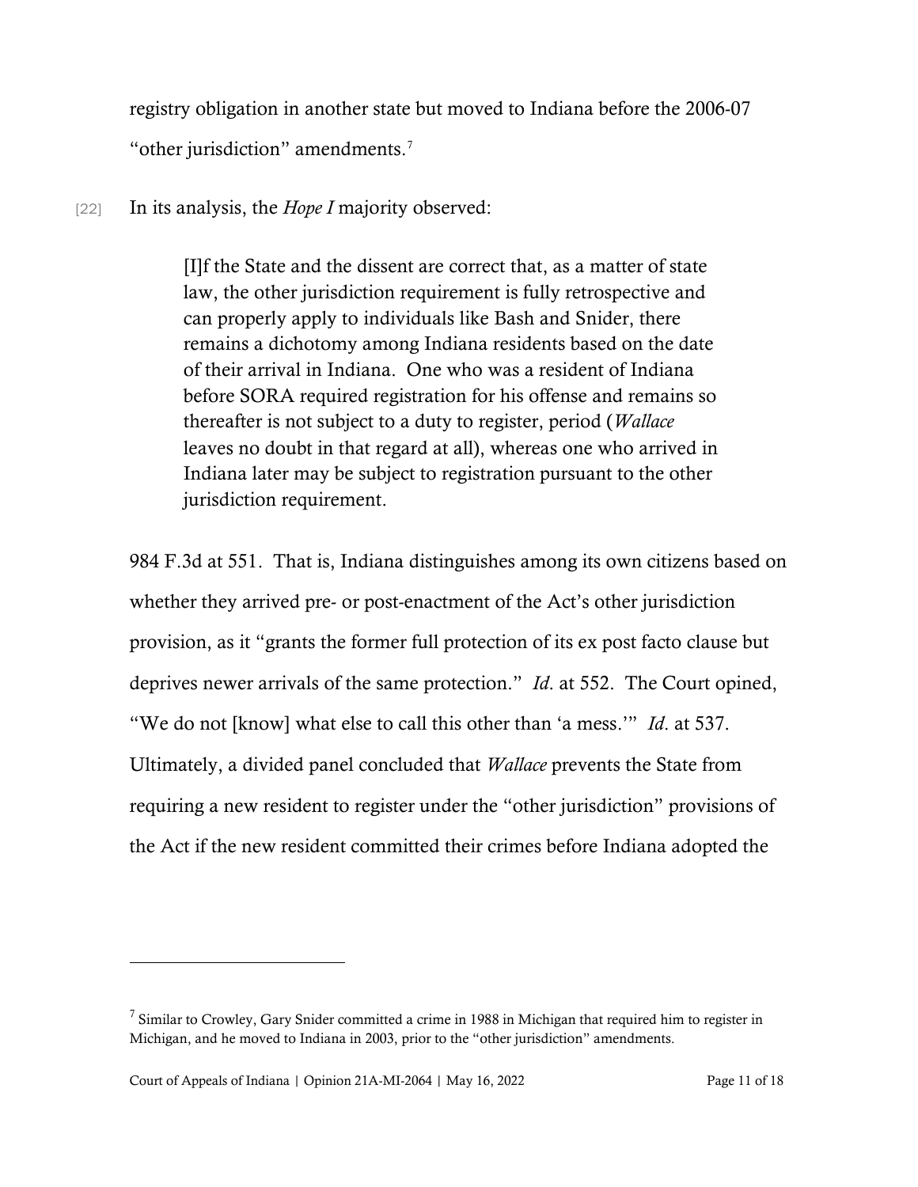registry obligation in another state but moved to Indiana before the 2006-07 "other jurisdiction" amendments.[7]

[22] In its analysis, the *Hope I* majority observed:

> [I]f the State and the dissent are correct that, as a matter of state law, the other jurisdiction requirement is fully retrospective and can properly apply to individuals like Bash and Snider, there remains a dichotomy among Indiana residents based on the date of their arrival in Indiana. One who was a resident of Indiana before SORA required registration for his offense and remains so thereafter is not subject to a duty to register, period (*Wallace* leaves no doubt in that regard at all), whereas one who arrived in Indiana later may be subject to registration pursuant to the other jurisdiction requirement.

984 F.3d at 551. That is, Indiana distinguishes among its own citizens based on whether they arrived pre- or post-enactment of the Act's other jurisdiction provision, as it "grants the former full protection of its ex post facto clause but deprives newer arrivals of the same protection." *Id.* at 552. The Court opined, "We do not [know] what else to call this other than 'a mess.'" *Id.* at 537. Ultimately, a divided panel concluded that *Wallace* prevents the State from requiring a new resident to register under the "other jurisdiction" provisions of the Act if the new resident committed their crimes before Indiana adopted the

---

[7] Similar to Crowley, Gary Snider committed a crime in 1988 in Michigan that required him to register in Michigan, and he moved to Indiana in 2003, prior to the "other jurisdiction" amendments.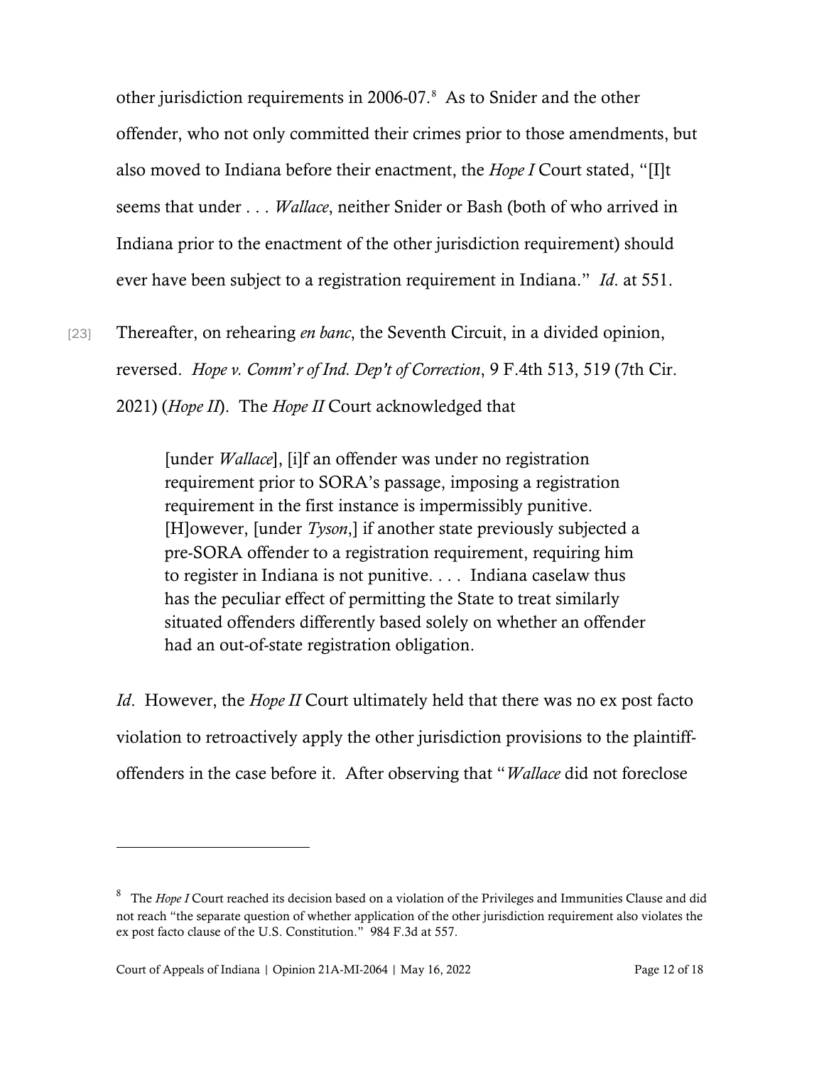other jurisdiction requirements in 2006-07.[8] As to Snider and the other offender, who not only committed their crimes prior to those amendments, but also moved to Indiana before their enactment, the *Hope I* Court stated, "[I]t seems that under . . . *Wallace*, neither Snider or Bash (both of who arrived in Indiana prior to the enactment of the other jurisdiction requirement) should ever have been subject to a registration requirement in Indiana." *Id*. at 551.

[23] Thereafter, on rehearing *en banc*, the Seventh Circuit, in a divided opinion, reversed. *Hope v. Comm'r of Ind. Dep't of Correction*, 9 F.4th 513, 519 (7th Cir. 2021) (*Hope II*). The *Hope II* Court acknowledged that

> [under *Wallace*], [i]f an offender was under no registration requirement prior to SORA's passage, imposing a registration requirement in the first instance is impermissibly punitive. [H]owever, [under *Tyson*,] if another state previously subjected a pre-SORA offender to a registration requirement, requiring him to register in Indiana is not punitive. . . . Indiana caselaw thus has the peculiar effect of permitting the State to treat similarly situated offenders differently based solely on whether an offender had an out-of-state registration obligation.

*Id*. However, the *Hope II* Court ultimately held that there was no ex post facto violation to retroactively apply the other jurisdiction provisions to the plaintiff-offenders in the case before it. After observing that "*Wallace* did not foreclose

---

[8] The *Hope I* Court reached its decision based on a violation of the Privileges and Immunities Clause and did not reach "the separate question of whether application of the other jurisdiction requirement also violates the ex post facto clause of the U.S. Constitution." 984 F.3d at 557.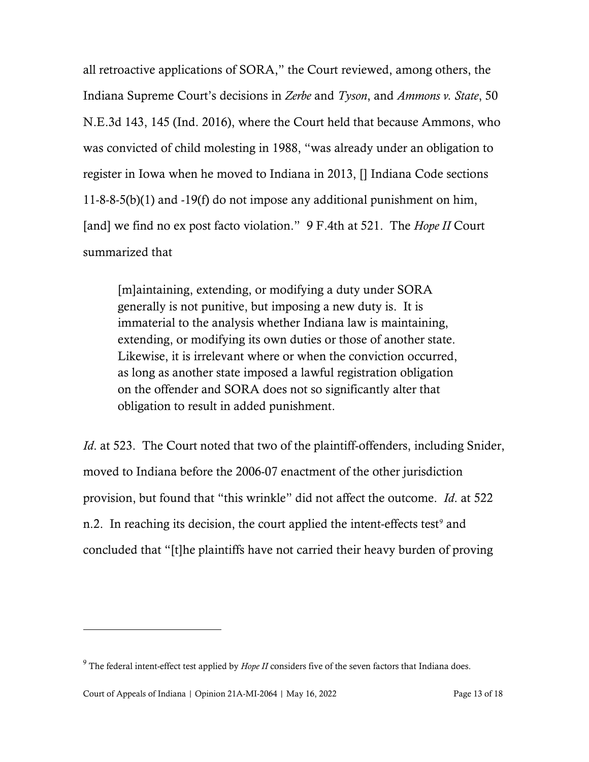all retroactive applications of SORA," the Court reviewed, among others, the Indiana Supreme Court's decisions in *Zerbe* and *Tyson*, and *Ammons v. State*, 50 N.E.3d 143, 145 (Ind. 2016), where the Court held that because Ammons, who was convicted of child molesting in 1988, "was already under an obligation to register in Iowa when he moved to Indiana in 2013, [] Indiana Code sections 11-8-8-5(b)(1) and -19(f) do not impose any additional punishment on him, [and] we find no ex post facto violation." 9 F.4th at 521. The *Hope II* Court summarized that

> [m]aintaining, extending, or modifying a duty under SORA generally is not punitive, but imposing a new duty is. It is immaterial to the analysis whether Indiana law is maintaining, extending, or modifying its own duties or those of another state. Likewise, it is irrelevant where or when the conviction occurred, as long as another state imposed a lawful registration obligation on the offender and SORA does not so significantly alter that obligation to result in added punishment.

*Id*. at 523. The Court noted that two of the plaintiff-offenders, including Snider, moved to Indiana before the 2006-07 enactment of the other jurisdiction provision, but found that "this wrinkle" did not affect the outcome. *Id*. at 522 n.2. In reaching its decision, the court applied the intent-effects test[9] and concluded that "[t]he plaintiffs have not carried their heavy burden of proving

---

[9] The federal intent-effect test applied by *Hope II* considers five of the seven factors that Indiana does.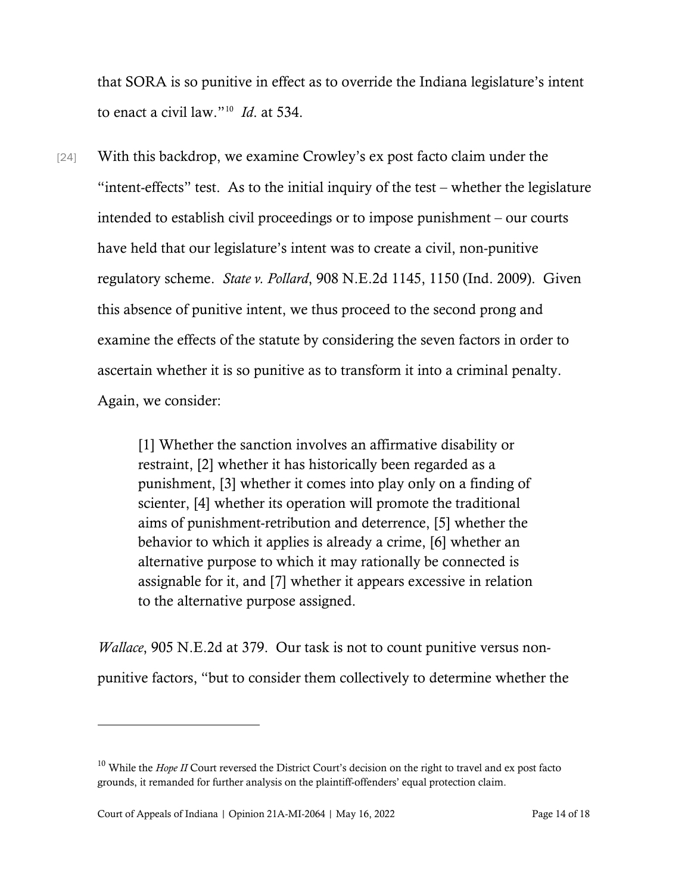that SORA is so punitive in effect as to override the Indiana legislature's intent to enact a civil law."[10] *Id*. at 534.

[24] With this backdrop, we examine Crowley's ex post facto claim under the "intent-effects" test. As to the initial inquiry of the test – whether the legislature intended to establish civil proceedings or to impose punishment – our courts have held that our legislature's intent was to create a civil, non-punitive regulatory scheme. *State v. Pollard*, 908 N.E.2d 1145, 1150 (Ind. 2009). Given this absence of punitive intent, we thus proceed to the second prong and examine the effects of the statute by considering the seven factors in order to ascertain whether it is so punitive as to transform it into a criminal penalty. Again, we consider:

> [1] Whether the sanction involves an affirmative disability or restraint, [2] whether it has historically been regarded as a punishment, [3] whether it comes into play only on a finding of scienter, [4] whether its operation will promote the traditional aims of punishment-retribution and deterrence, [5] whether the behavior to which it applies is already a crime, [6] whether an alternative purpose to which it may rationally be connected is assignable for it, and [7] whether it appears excessive in relation to the alternative purpose assigned.

*Wallace*, 905 N.E.2d at 379. Our task is not to count punitive versus non-punitive factors, "but to consider them collectively to determine whether the

---

[10] While the *Hope II* Court reversed the District Court's decision on the right to travel and ex post facto grounds, it remanded for further analysis on the plaintiff-offenders' equal protection claim.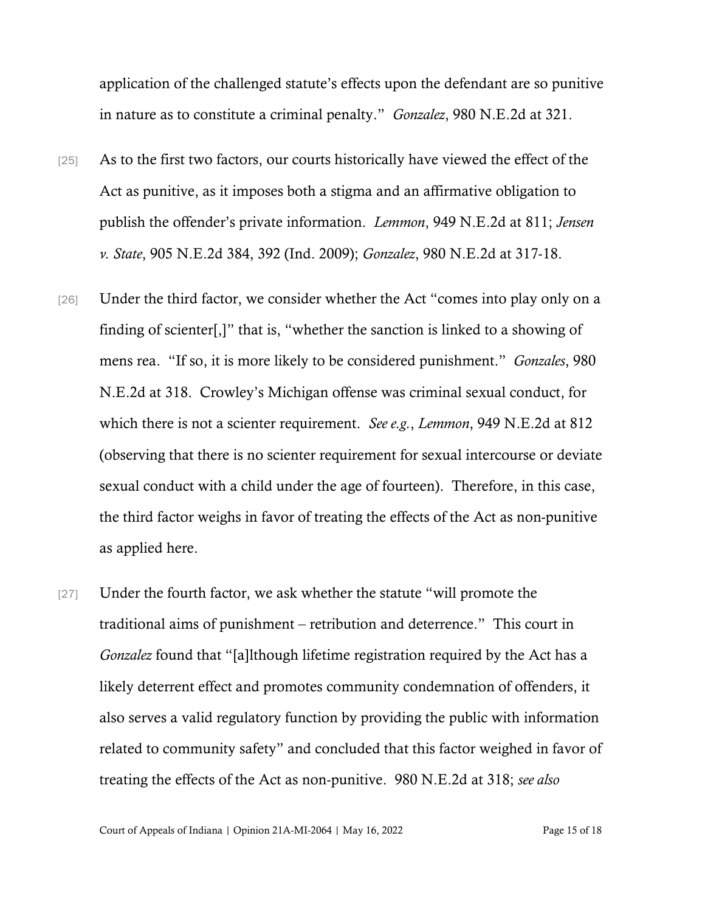application of the challenged statute's effects upon the defendant are so punitive in nature as to constitute a criminal penalty." *Gonzalez*, 980 N.E.2d at 321.

[25] As to the first two factors, our courts historically have viewed the effect of the Act as punitive, as it imposes both a stigma and an affirmative obligation to publish the offender's private information. *Lemmon*, 949 N.E.2d at 811; *Jensen v. State*, 905 N.E.2d 384, 392 (Ind. 2009); *Gonzalez*, 980 N.E.2d at 317-18.

[26] Under the third factor, we consider whether the Act "comes into play only on a finding of scienter[,]" that is, "whether the sanction is linked to a showing of mens rea. "If so, it is more likely to be considered punishment." *Gonzales*, 980 N.E.2d at 318. Crowley's Michigan offense was criminal sexual conduct, for which there is not a scienter requirement. *See e.g.*, *Lemmon*, 949 N.E.2d at 812 (observing that there is no scienter requirement for sexual intercourse or deviate sexual conduct with a child under the age of fourteen). Therefore, in this case, the third factor weighs in favor of treating the effects of the Act as non-punitive as applied here.

[27] Under the fourth factor, we ask whether the statute "will promote the traditional aims of punishment – retribution and deterrence." This court in *Gonzalez* found that "[a]lthough lifetime registration required by the Act has a likely deterrent effect and promotes community condemnation of offenders, it also serves a valid regulatory function by providing the public with information related to community safety" and concluded that this factor weighed in favor of treating the effects of the Act as non-punitive. 980 N.E.2d at 318; *see also*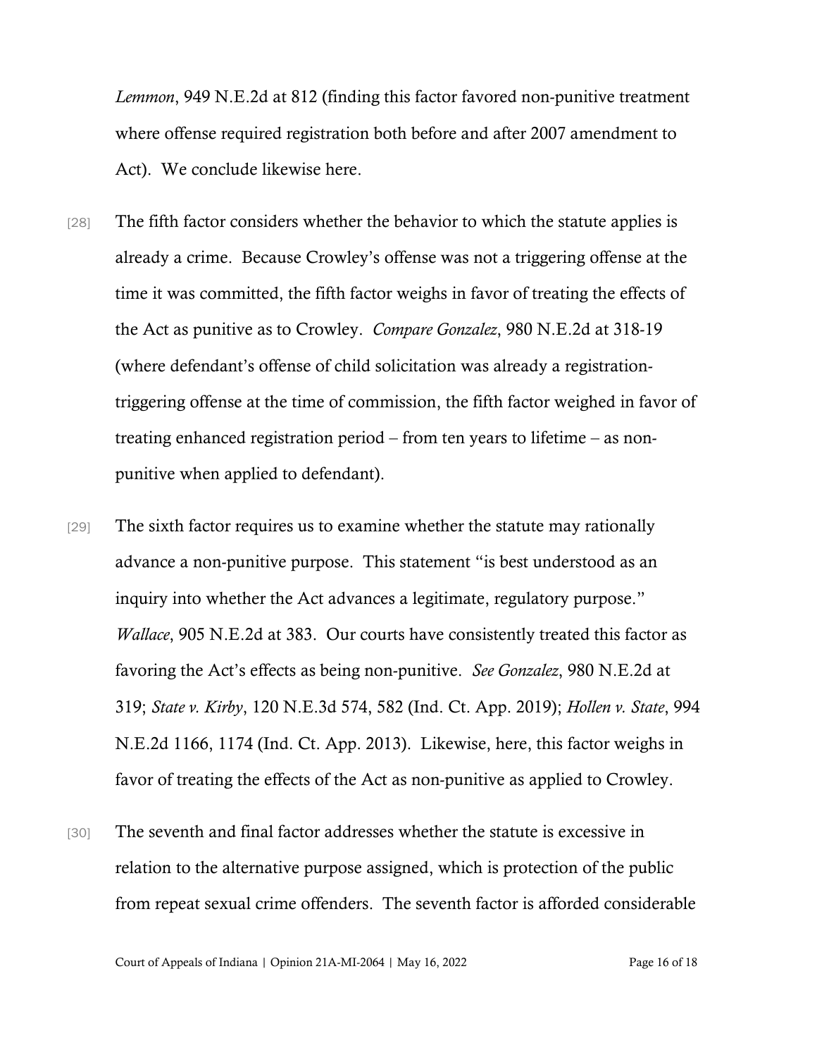*Lemmon*, 949 N.E.2d at 812 (finding this factor favored non-punitive treatment where offense required registration both before and after 2007 amendment to Act). We conclude likewise here.

[28] The fifth factor considers whether the behavior to which the statute applies is already a crime. Because Crowley's offense was not a triggering offense at the time it was committed, the fifth factor weighs in favor of treating the effects of the Act as punitive as to Crowley. *Compare Gonzalez*, 980 N.E.2d at 318-19 (where defendant's offense of child solicitation was already a registration-triggering offense at the time of commission, the fifth factor weighed in favor of treating enhanced registration period – from ten years to lifetime – as non-punitive when applied to defendant).

[29] The sixth factor requires us to examine whether the statute may rationally advance a non-punitive purpose. This statement "is best understood as an inquiry into whether the Act advances a legitimate, regulatory purpose." *Wallace*, 905 N.E.2d at 383. Our courts have consistently treated this factor as favoring the Act's effects as being non-punitive. *See Gonzalez*, 980 N.E.2d at 319; *State v. Kirby*, 120 N.E.3d 574, 582 (Ind. Ct. App. 2019); *Hollen v. State*, 994 N.E.2d 1166, 1174 (Ind. Ct. App. 2013). Likewise, here, this factor weighs in favor of treating the effects of the Act as non-punitive as applied to Crowley.

[30] The seventh and final factor addresses whether the statute is excessive in relation to the alternative purpose assigned, which is protection of the public from repeat sexual crime offenders. The seventh factor is afforded considerable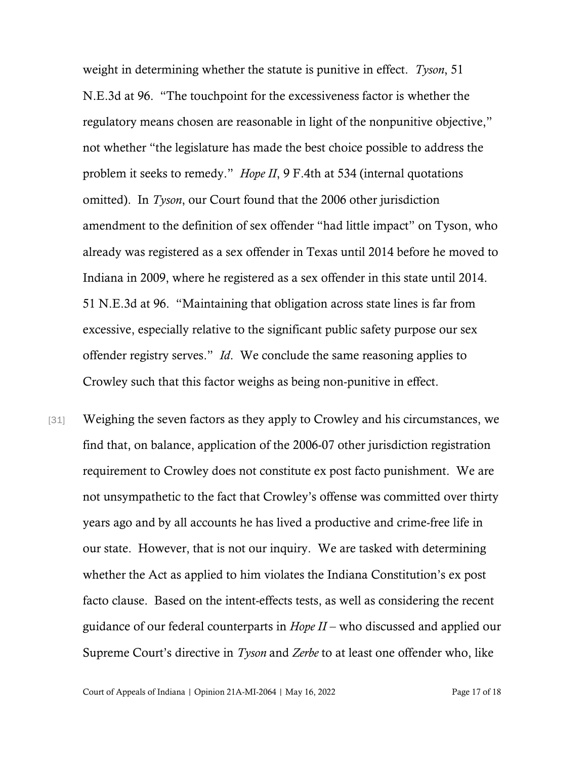weight in determining whether the statute is punitive in effect. *Tyson*, 51 N.E.3d at 96. "The touchpoint for the excessiveness factor is whether the regulatory means chosen are reasonable in light of the nonpunitive objective," not whether "the legislature has made the best choice possible to address the problem it seeks to remedy." *Hope II*, 9 F.4th at 534 (internal quotations omitted). In *Tyson*, our Court found that the 2006 other jurisdiction amendment to the definition of sex offender "had little impact" on Tyson, who already was registered as a sex offender in Texas until 2014 before he moved to Indiana in 2009, where he registered as a sex offender in this state until 2014. 51 N.E.3d at 96. "Maintaining that obligation across state lines is far from excessive, especially relative to the significant public safety purpose our sex offender registry serves." *Id*. We conclude the same reasoning applies to Crowley such that this factor weighs as being non-punitive in effect.

[31] Weighing the seven factors as they apply to Crowley and his circumstances, we find that, on balance, application of the 2006-07 other jurisdiction registration requirement to Crowley does not constitute ex post facto punishment. We are not unsympathetic to the fact that Crowley's offense was committed over thirty years ago and by all accounts he has lived a productive and crime-free life in our state. However, that is not our inquiry. We are tasked with determining whether the Act as applied to him violates the Indiana Constitution's ex post facto clause. Based on the intent-effects tests, as well as considering the recent guidance of our federal counterparts in *Hope II* – who discussed and applied our Supreme Court's directive in *Tyson* and *Zerbe* to at least one offender who, like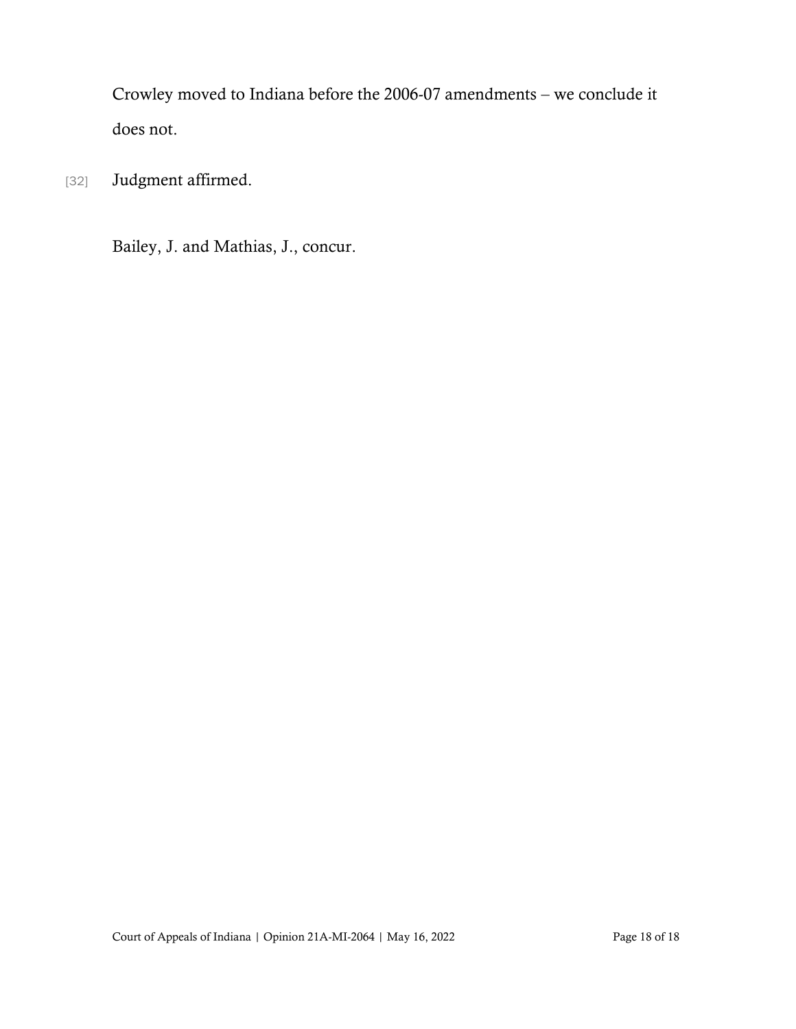Crowley moved to Indiana before the 2006-07 amendments – we conclude it does not.

[32] Judgment affirmed.

Bailey, J. and Mathias, J., concur.